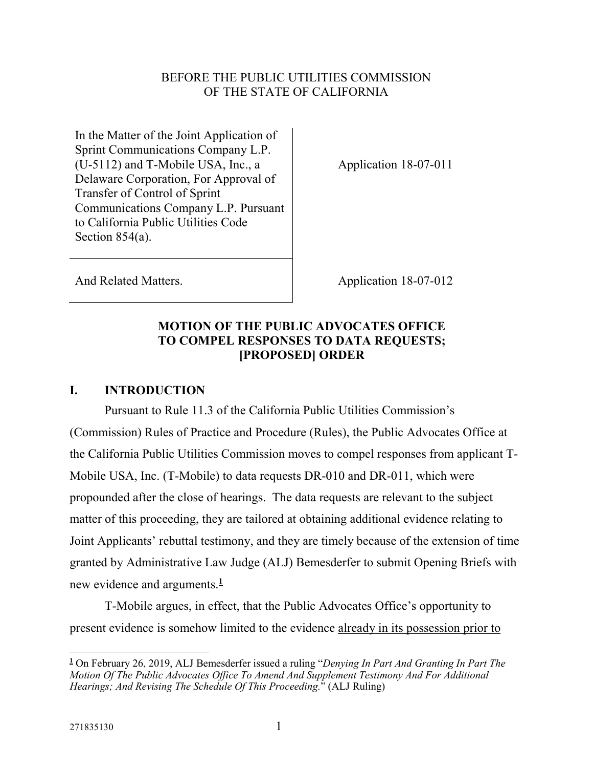BEFORE THE PUBLIC UTILITIES COMMISSION
OF THE STATE OF CALIFORNIA

| | |
|---|---|
| In the Matter of the Joint Application of Sprint Communications Company L.P. (U-5112) and T-Mobile USA, Inc., a Delaware Corporation, For Approval of Transfer of Control of Sprint Communications Company L.P. Pursuant to California Public Utilities Code Section 854(a). | Application 18-07-011 |
| And Related Matters. | Application 18-07-012 |

**MOTION OF THE PUBLIC ADVOCATES OFFICE TO COMPEL RESPONSES TO DATA REQUESTS; [PROPOSED] ORDER**

## I. INTRODUCTION

Pursuant to Rule 11.3 of the California Public Utilities Commission's (Commission) Rules of Practice and Procedure (Rules), the Public Advocates Office at the California Public Utilities Commission moves to compel responses from applicant T-Mobile USA, Inc. (T-Mobile) to data requests DR-010 and DR-011, which were propounded after the close of hearings. The data requests are relevant to the subject matter of this proceeding, they are tailored at obtaining additional evidence relating to Joint Applicants' rebuttal testimony, and they are timely because of the extension of time granted by Administrative Law Judge (ALJ) Bemesderfer to submit Opening Briefs with new evidence and arguments.[1]

T-Mobile argues, in effect, that the Public Advocates Office's opportunity to present evidence is somehow limited to the evidence <u>already in its possession prior to</u>

---

[1] On February 26, 2019, ALJ Bemesderfer issued a ruling "*Denying In Part And Granting In Part The Motion Of The Public Advocates Office To Amend And Supplement Testimony And For Additional Hearings; And Revising The Schedule Of This Proceeding.*" (ALJ Ruling)

271835130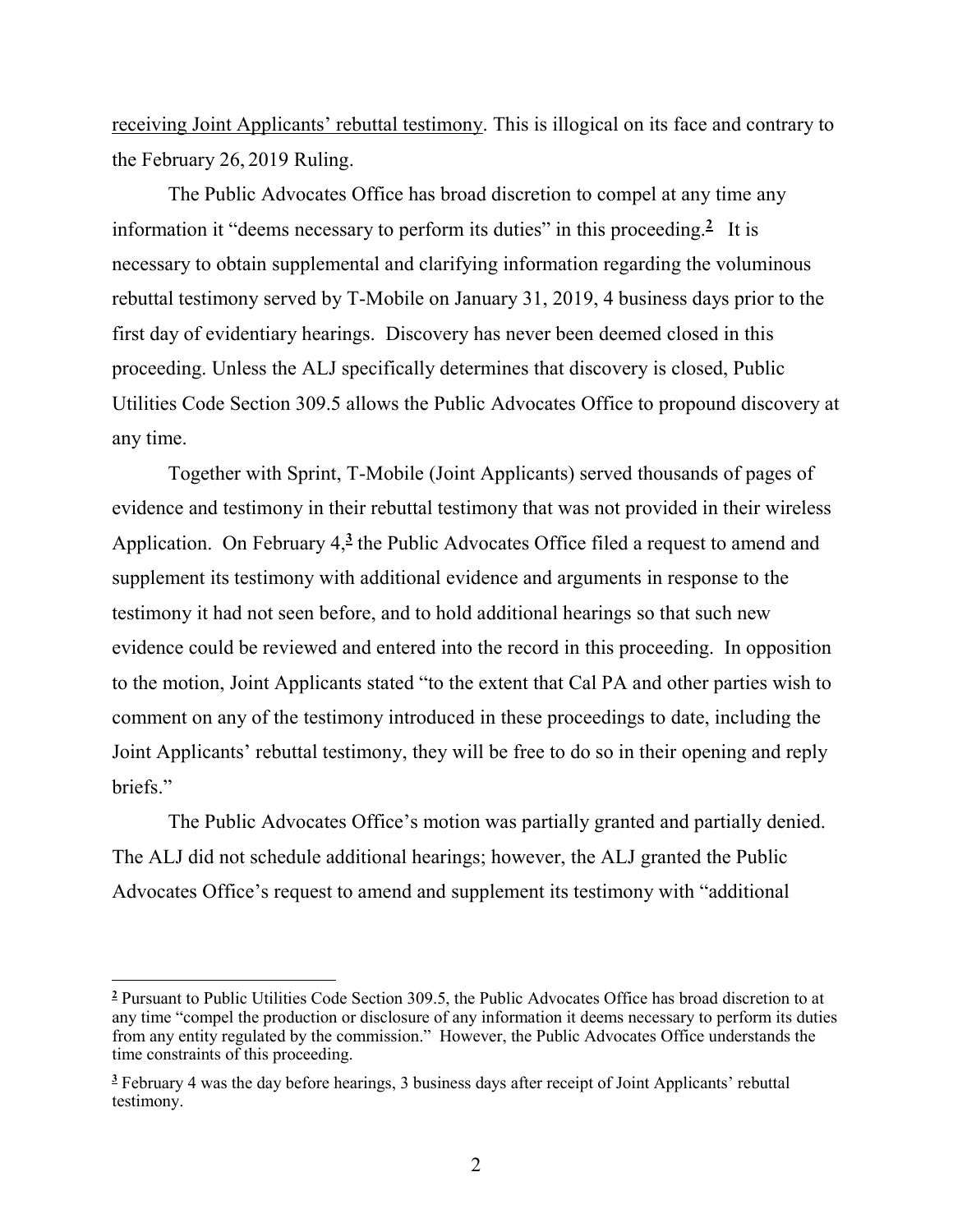receiving Joint Applicants' rebuttal testimony. This is illogical on its face and contrary to the February 26, 2019 Ruling.

The Public Advocates Office has broad discretion to compel at any time any information it "deems necessary to perform its duties" in this proceeding.[2] It is necessary to obtain supplemental and clarifying information regarding the voluminous rebuttal testimony served by T-Mobile on January 31, 2019, 4 business days prior to the first day of evidentiary hearings. Discovery has never been deemed closed in this proceeding. Unless the ALJ specifically determines that discovery is closed, Public Utilities Code Section 309.5 allows the Public Advocates Office to propound discovery at any time.

Together with Sprint, T-Mobile (Joint Applicants) served thousands of pages of evidence and testimony in their rebuttal testimony that was not provided in their wireless Application. On February 4,[3] the Public Advocates Office filed a request to amend and supplement its testimony with additional evidence and arguments in response to the testimony it had not seen before, and to hold additional hearings so that such new evidence could be reviewed and entered into the record in this proceeding. In opposition to the motion, Joint Applicants stated "to the extent that Cal PA and other parties wish to comment on any of the testimony introduced in these proceedings to date, including the Joint Applicants' rebuttal testimony, they will be free to do so in their opening and reply briefs."

The Public Advocates Office's motion was partially granted and partially denied. The ALJ did not schedule additional hearings; however, the ALJ granted the Public Advocates Office's request to amend and supplement its testimony with "additional

---

[2] Pursuant to Public Utilities Code Section 309.5, the Public Advocates Office has broad discretion to at any time "compel the production or disclosure of any information it deems necessary to perform its duties from any entity regulated by the commission." However, the Public Advocates Office understands the time constraints of this proceeding.

[3] February 4 was the day before hearings, 3 business days after receipt of Joint Applicants' rebuttal testimony.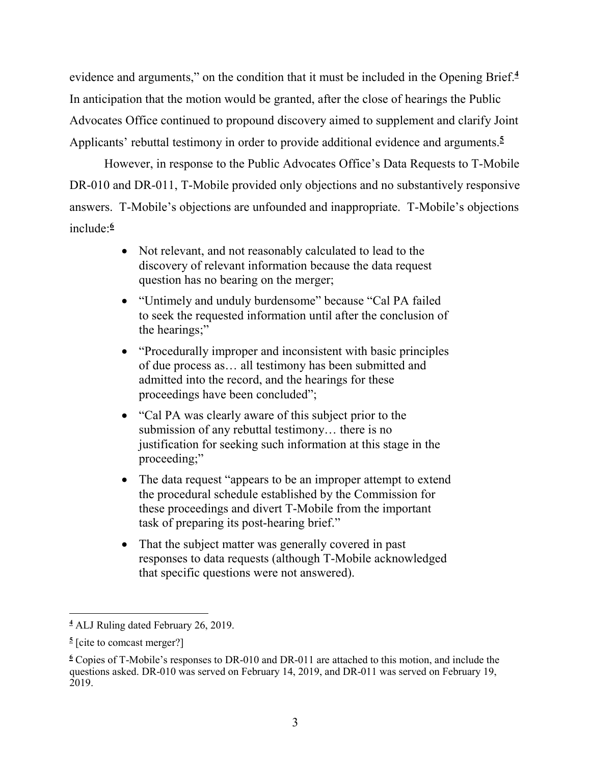evidence and arguments," on the condition that it must be included in the Opening Brief.[4] In anticipation that the motion would be granted, after the close of hearings the Public Advocates Office continued to propound discovery aimed to supplement and clarify Joint Applicants' rebuttal testimony in order to provide additional evidence and arguments.[5]

However, in response to the Public Advocates Office's Data Requests to T-Mobile DR-010 and DR-011, T-Mobile provided only objections and no substantively responsive answers. T-Mobile's objections are unfounded and inappropriate. T-Mobile's objections include:[6]

- Not relevant, and not reasonably calculated to lead to the discovery of relevant information because the data request question has no bearing on the merger;
- "Untimely and unduly burdensome" because "Cal PA failed to seek the requested information until after the conclusion of the hearings;"
- "Procedurally improper and inconsistent with basic principles of due process as… all testimony has been submitted and admitted into the record, and the hearings for these proceedings have been concluded";
- "Cal PA was clearly aware of this subject prior to the submission of any rebuttal testimony… there is no justification for seeking such information at this stage in the proceeding;"
- The data request "appears to be an improper attempt to extend the procedural schedule established by the Commission for these proceedings and divert T-Mobile from the important task of preparing its post-hearing brief."
- That the subject matter was generally covered in past responses to data requests (although T-Mobile acknowledged that specific questions were not answered).

---

[4] ALJ Ruling dated February 26, 2019.

[5] [cite to comcast merger?]

[6] Copies of T-Mobile's responses to DR-010 and DR-011 are attached to this motion, and include the questions asked. DR-010 was served on February 14, 2019, and DR-011 was served on February 19, 2019.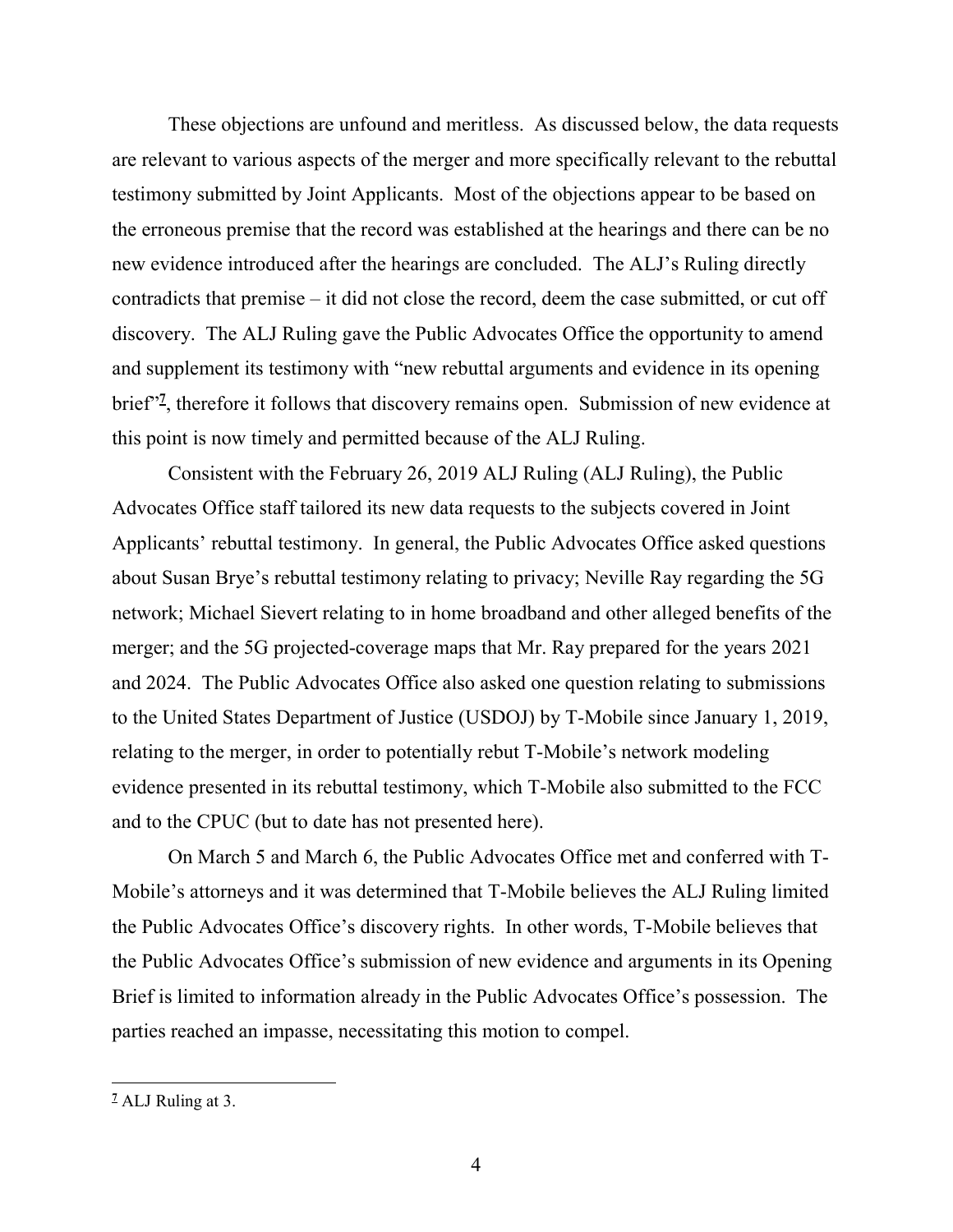These objections are unfound and meritless. As discussed below, the data requests are relevant to various aspects of the merger and more specifically relevant to the rebuttal testimony submitted by Joint Applicants. Most of the objections appear to be based on the erroneous premise that the record was established at the hearings and there can be no new evidence introduced after the hearings are concluded. The ALJ's Ruling directly contradicts that premise – it did not close the record, deem the case submitted, or cut off discovery. The ALJ Ruling gave the Public Advocates Office the opportunity to amend and supplement its testimony with "new rebuttal arguments and evidence in its opening brief"[7], therefore it follows that discovery remains open. Submission of new evidence at this point is now timely and permitted because of the ALJ Ruling.

Consistent with the February 26, 2019 ALJ Ruling (ALJ Ruling), the Public Advocates Office staff tailored its new data requests to the subjects covered in Joint Applicants' rebuttal testimony. In general, the Public Advocates Office asked questions about Susan Brye's rebuttal testimony relating to privacy; Neville Ray regarding the 5G network; Michael Sievert relating to in home broadband and other alleged benefits of the merger; and the 5G projected-coverage maps that Mr. Ray prepared for the years 2021 and 2024. The Public Advocates Office also asked one question relating to submissions to the United States Department of Justice (USDOJ) by T-Mobile since January 1, 2019, relating to the merger, in order to potentially rebut T-Mobile's network modeling evidence presented in its rebuttal testimony, which T-Mobile also submitted to the FCC and to the CPUC (but to date has not presented here).

On March 5 and March 6, the Public Advocates Office met and conferred with T-Mobile's attorneys and it was determined that T-Mobile believes the ALJ Ruling limited the Public Advocates Office's discovery rights. In other words, T-Mobile believes that the Public Advocates Office's submission of new evidence and arguments in its Opening Brief is limited to information already in the Public Advocates Office's possession. The parties reached an impasse, necessitating this motion to compel.

---

[7] ALJ Ruling at 3.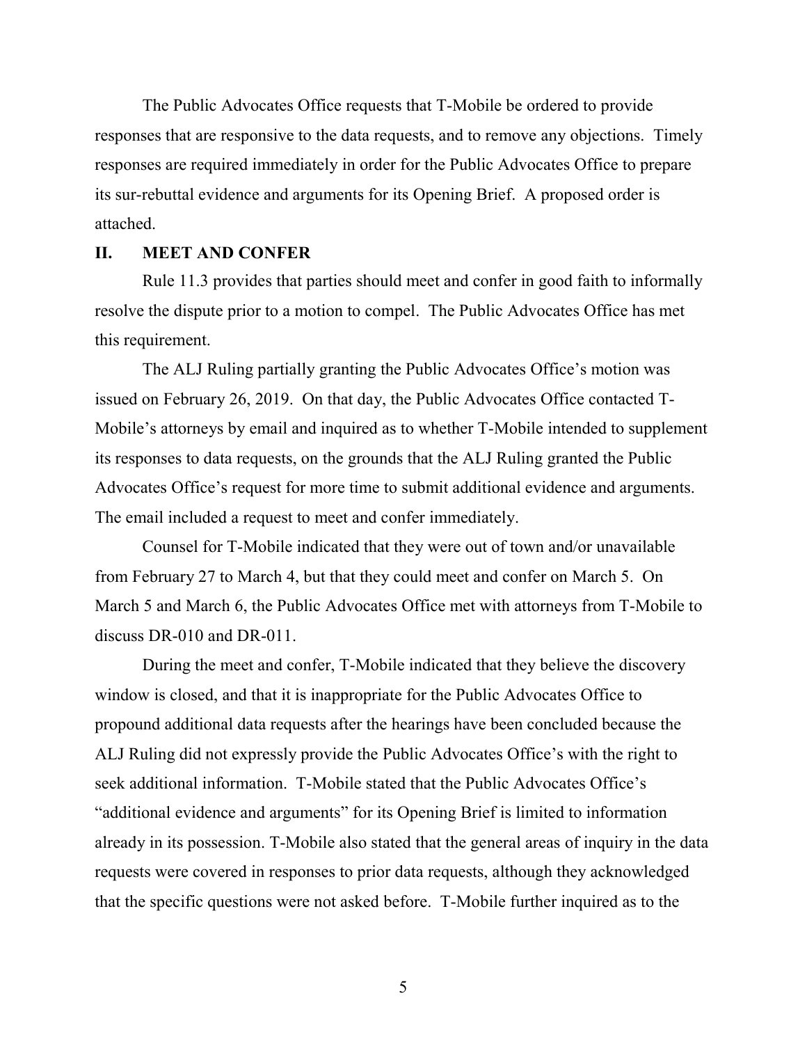The Public Advocates Office requests that T-Mobile be ordered to provide responses that are responsive to the data requests, and to remove any objections. Timely responses are required immediately in order for the Public Advocates Office to prepare its sur-rebuttal evidence and arguments for its Opening Brief. A proposed order is attached.

## II. MEET AND CONFER

Rule 11.3 provides that parties should meet and confer in good faith to informally resolve the dispute prior to a motion to compel. The Public Advocates Office has met this requirement.

The ALJ Ruling partially granting the Public Advocates Office's motion was issued on February 26, 2019. On that day, the Public Advocates Office contacted T-Mobile's attorneys by email and inquired as to whether T-Mobile intended to supplement its responses to data requests, on the grounds that the ALJ Ruling granted the Public Advocates Office's request for more time to submit additional evidence and arguments. The email included a request to meet and confer immediately.

Counsel for T-Mobile indicated that they were out of town and/or unavailable from February 27 to March 4, but that they could meet and confer on March 5. On March 5 and March 6, the Public Advocates Office met with attorneys from T-Mobile to discuss DR-010 and DR-011.

During the meet and confer, T-Mobile indicated that they believe the discovery window is closed, and that it is inappropriate for the Public Advocates Office to propound additional data requests after the hearings have been concluded because the ALJ Ruling did not expressly provide the Public Advocates Office's with the right to seek additional information. T-Mobile stated that the Public Advocates Office's "additional evidence and arguments" for its Opening Brief is limited to information already in its possession. T-Mobile also stated that the general areas of inquiry in the data requests were covered in responses to prior data requests, although they acknowledged that the specific questions were not asked before. T-Mobile further inquired as to the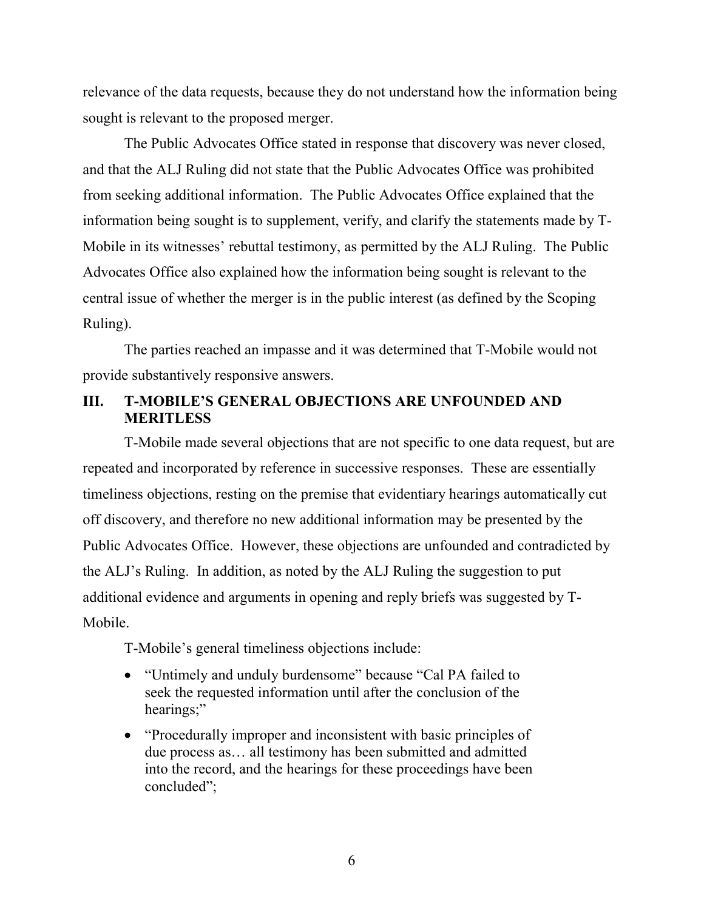relevance of the data requests, because they do not understand how the information being sought is relevant to the proposed merger.

The Public Advocates Office stated in response that discovery was never closed, and that the ALJ Ruling did not state that the Public Advocates Office was prohibited from seeking additional information. The Public Advocates Office explained that the information being sought is to supplement, verify, and clarify the statements made by T-Mobile in its witnesses' rebuttal testimony, as permitted by the ALJ Ruling. The Public Advocates Office also explained how the information being sought is relevant to the central issue of whether the merger is in the public interest (as defined by the Scoping Ruling).

The parties reached an impasse and it was determined that T-Mobile would not provide substantively responsive answers.

## III. T-MOBILE'S GENERAL OBJECTIONS ARE UNFOUNDED AND MERITLESS

T-Mobile made several objections that are not specific to one data request, but are repeated and incorporated by reference in successive responses. These are essentially timeliness objections, resting on the premise that evidentiary hearings automatically cut off discovery, and therefore no new additional information may be presented by the Public Advocates Office. However, these objections are unfounded and contradicted by the ALJ's Ruling. In addition, as noted by the ALJ Ruling the suggestion to put additional evidence and arguments in opening and reply briefs was suggested by T-Mobile.

T-Mobile's general timeliness objections include:

- "Untimely and unduly burdensome" because "Cal PA failed to seek the requested information until after the conclusion of the hearings;"
- "Procedurally improper and inconsistent with basic principles of due process as… all testimony has been submitted and admitted into the record, and the hearings for these proceedings have been concluded";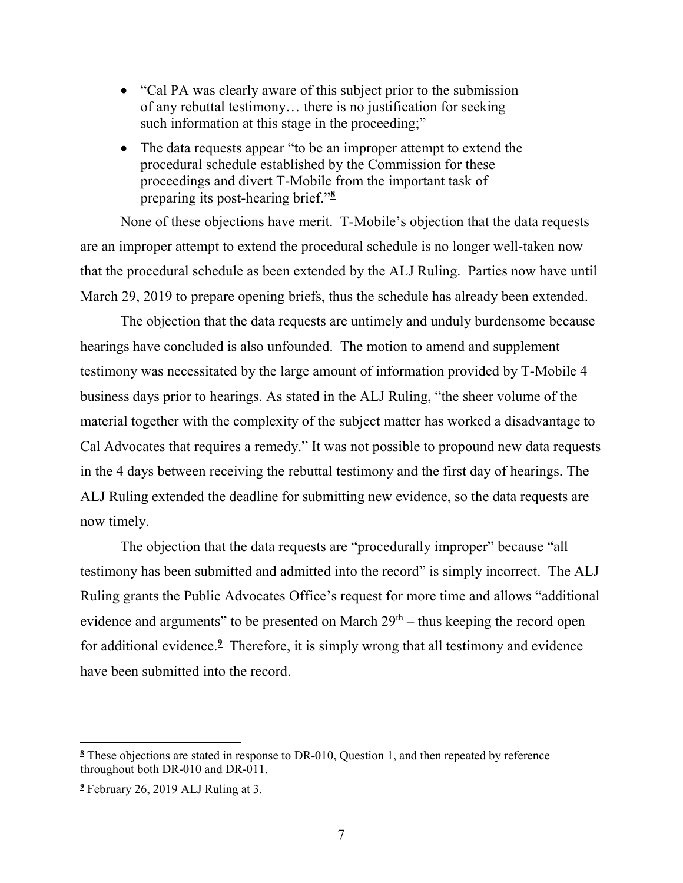- "Cal PA was clearly aware of this subject prior to the submission of any rebuttal testimony… there is no justification for seeking such information at this stage in the proceeding;"
- The data requests appear "to be an improper attempt to extend the procedural schedule established by the Commission for these proceedings and divert T-Mobile from the important task of preparing its post-hearing brief."[8]

None of these objections have merit. T-Mobile's objection that the data requests are an improper attempt to extend the procedural schedule is no longer well-taken now that the procedural schedule as been extended by the ALJ Ruling. Parties now have until March 29, 2019 to prepare opening briefs, thus the schedule has already been extended.

The objection that the data requests are untimely and unduly burdensome because hearings have concluded is also unfounded. The motion to amend and supplement testimony was necessitated by the large amount of information provided by T-Mobile 4 business days prior to hearings. As stated in the ALJ Ruling, "the sheer volume of the material together with the complexity of the subject matter has worked a disadvantage to Cal Advocates that requires a remedy." It was not possible to propound new data requests in the 4 days between receiving the rebuttal testimony and the first day of hearings. The ALJ Ruling extended the deadline for submitting new evidence, so the data requests are now timely.

The objection that the data requests are "procedurally improper" because "all testimony has been submitted and admitted into the record" is simply incorrect. The ALJ Ruling grants the Public Advocates Office's request for more time and allows "additional evidence and arguments" to be presented on March 29th – thus keeping the record open for additional evidence.[9] Therefore, it is simply wrong that all testimony and evidence have been submitted into the record.

---

[8] These objections are stated in response to DR-010, Question 1, and then repeated by reference throughout both DR-010 and DR-011.

[9] February 26, 2019 ALJ Ruling at 3.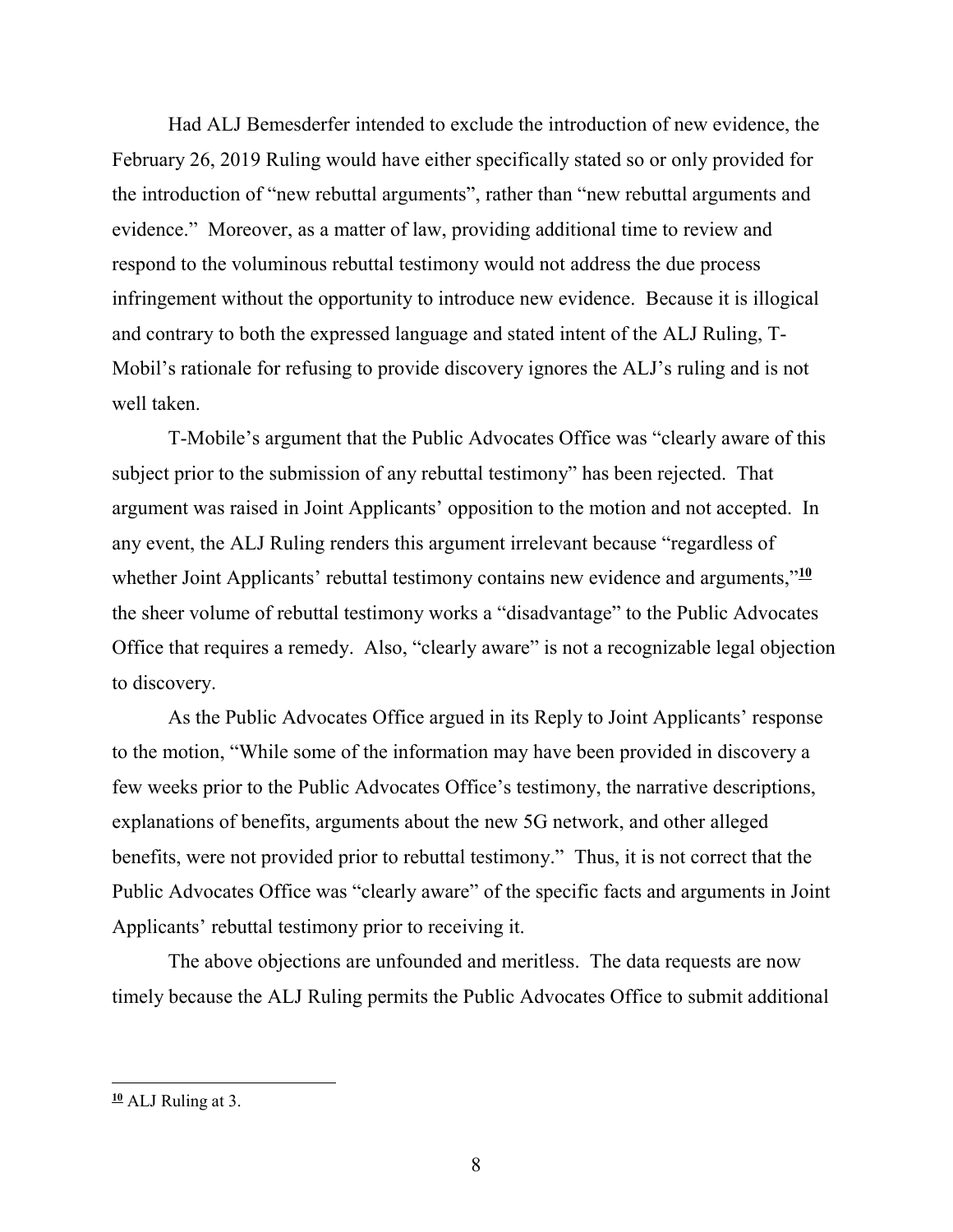Had ALJ Bemesderfer intended to exclude the introduction of new evidence, the February 26, 2019 Ruling would have either specifically stated so or only provided for the introduction of "new rebuttal arguments", rather than "new rebuttal arguments and evidence." Moreover, as a matter of law, providing additional time to review and respond to the voluminous rebuttal testimony would not address the due process infringement without the opportunity to introduce new evidence. Because it is illogical and contrary to both the expressed language and stated intent of the ALJ Ruling, T-Mobil's rationale for refusing to provide discovery ignores the ALJ's ruling and is not well taken.

T-Mobile's argument that the Public Advocates Office was "clearly aware of this subject prior to the submission of any rebuttal testimony" has been rejected. That argument was raised in Joint Applicants' opposition to the motion and not accepted. In any event, the ALJ Ruling renders this argument irrelevant because "regardless of whether Joint Applicants' rebuttal testimony contains new evidence and arguments,"[10] the sheer volume of rebuttal testimony works a "disadvantage" to the Public Advocates Office that requires a remedy. Also, "clearly aware" is not a recognizable legal objection to discovery.

As the Public Advocates Office argued in its Reply to Joint Applicants' response to the motion, "While some of the information may have been provided in discovery a few weeks prior to the Public Advocates Office's testimony, the narrative descriptions, explanations of benefits, arguments about the new 5G network, and other alleged benefits, were not provided prior to rebuttal testimony." Thus, it is not correct that the Public Advocates Office was "clearly aware" of the specific facts and arguments in Joint Applicants' rebuttal testimony prior to receiving it.

The above objections are unfounded and meritless. The data requests are now timely because the ALJ Ruling permits the Public Advocates Office to submit additional

---

[10] ALJ Ruling at 3.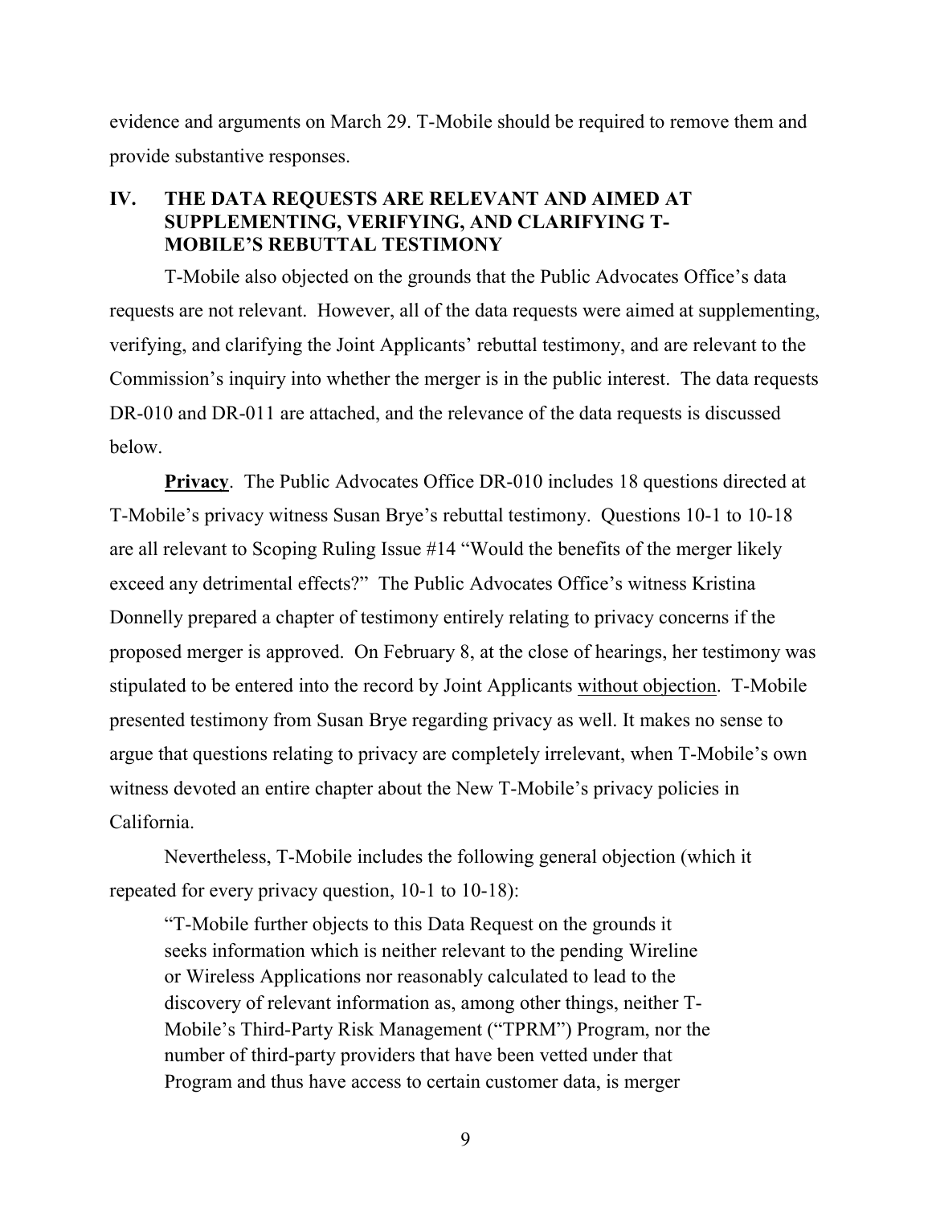evidence and arguments on March 29. T-Mobile should be required to remove them and provide substantive responses.

## IV. THE DATA REQUESTS ARE RELEVANT AND AIMED AT SUPPLEMENTING, VERIFYING, AND CLARIFYING T-MOBILE'S REBUTTAL TESTIMONY

T-Mobile also objected on the grounds that the Public Advocates Office's data requests are not relevant. However, all of the data requests were aimed at supplementing, verifying, and clarifying the Joint Applicants' rebuttal testimony, and are relevant to the Commission's inquiry into whether the merger is in the public interest. The data requests DR-010 and DR-011 are attached, and the relevance of the data requests is discussed below.

**Privacy**. The Public Advocates Office DR-010 includes 18 questions directed at T-Mobile's privacy witness Susan Brye's rebuttal testimony. Questions 10-1 to 10-18 are all relevant to Scoping Ruling Issue #14 "Would the benefits of the merger likely exceed any detrimental effects?" The Public Advocates Office's witness Kristina Donnelly prepared a chapter of testimony entirely relating to privacy concerns if the proposed merger is approved. On February 8, at the close of hearings, her testimony was stipulated to be entered into the record by Joint Applicants without objection. T-Mobile presented testimony from Susan Brye regarding privacy as well. It makes no sense to argue that questions relating to privacy are completely irrelevant, when T-Mobile's own witness devoted an entire chapter about the New T-Mobile's privacy policies in California.

Nevertheless, T-Mobile includes the following general objection (which it repeated for every privacy question, 10-1 to 10-18):

> "T-Mobile further objects to this Data Request on the grounds it seeks information which is neither relevant to the pending Wireline or Wireless Applications nor reasonably calculated to lead to the discovery of relevant information as, among other things, neither T-Mobile's Third-Party Risk Management ("TPRM") Program, nor the number of third-party providers that have been vetted under that Program and thus have access to certain customer data, is merger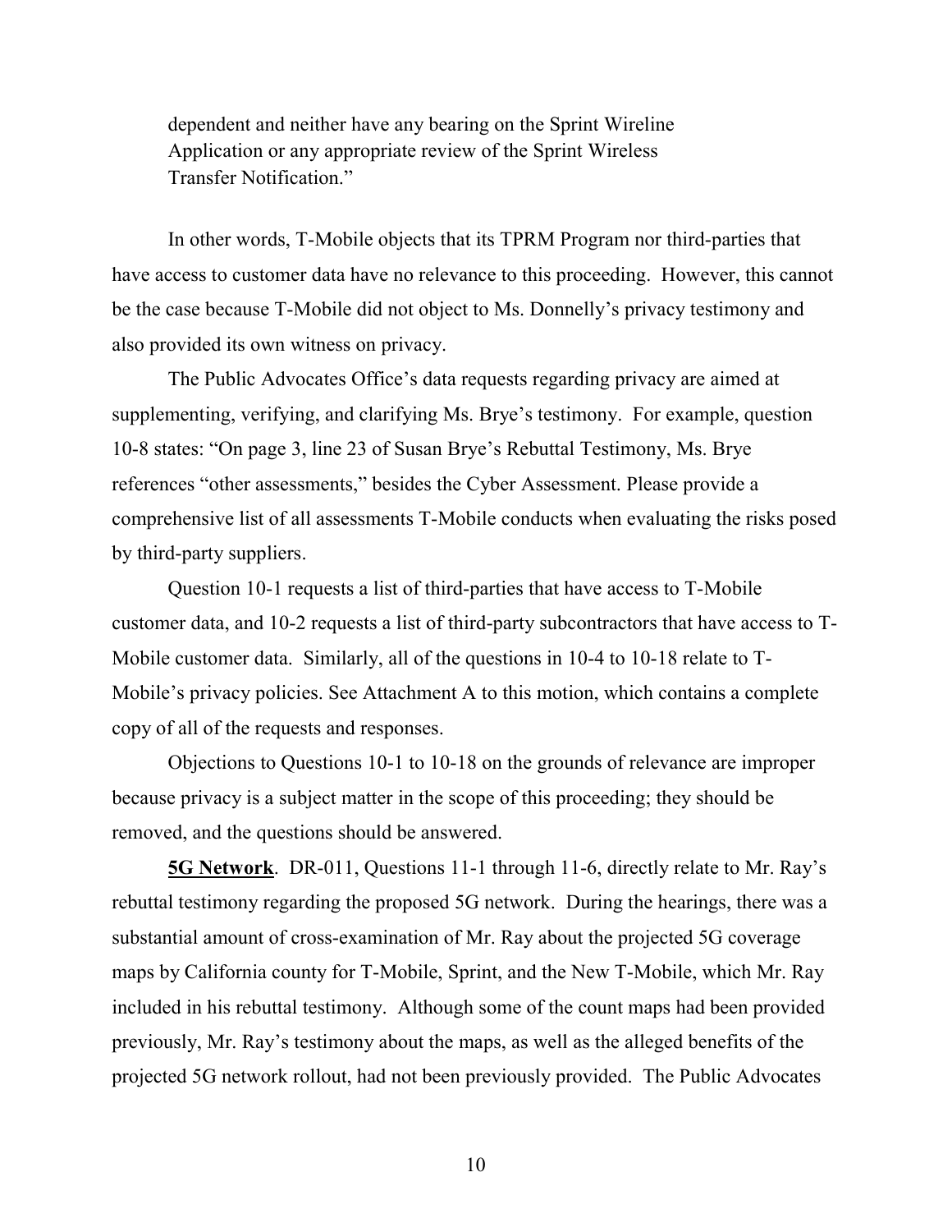dependent and neither have any bearing on the Sprint Wireline Application or any appropriate review of the Sprint Wireless Transfer Notification."

In other words, T-Mobile objects that its TPRM Program nor third-parties that have access to customer data have no relevance to this proceeding. However, this cannot be the case because T-Mobile did not object to Ms. Donnelly's privacy testimony and also provided its own witness on privacy.

The Public Advocates Office's data requests regarding privacy are aimed at supplementing, verifying, and clarifying Ms. Brye's testimony. For example, question 10-8 states: "On page 3, line 23 of Susan Brye's Rebuttal Testimony, Ms. Brye references "other assessments," besides the Cyber Assessment. Please provide a comprehensive list of all assessments T-Mobile conducts when evaluating the risks posed by third-party suppliers.

Question 10-1 requests a list of third-parties that have access to T-Mobile customer data, and 10-2 requests a list of third-party subcontractors that have access to T-Mobile customer data. Similarly, all of the questions in 10-4 to 10-18 relate to T-Mobile's privacy policies. See Attachment A to this motion, which contains a complete copy of all of the requests and responses.

Objections to Questions 10-1 to 10-18 on the grounds of relevance are improper because privacy is a subject matter in the scope of this proceeding; they should be removed, and the questions should be answered.

**5G Network**. DR-011, Questions 11-1 through 11-6, directly relate to Mr. Ray's rebuttal testimony regarding the proposed 5G network. During the hearings, there was a substantial amount of cross-examination of Mr. Ray about the projected 5G coverage maps by California county for T-Mobile, Sprint, and the New T-Mobile, which Mr. Ray included in his rebuttal testimony. Although some of the count maps had been provided previously, Mr. Ray's testimony about the maps, as well as the alleged benefits of the projected 5G network rollout, had not been previously provided. The Public Advocates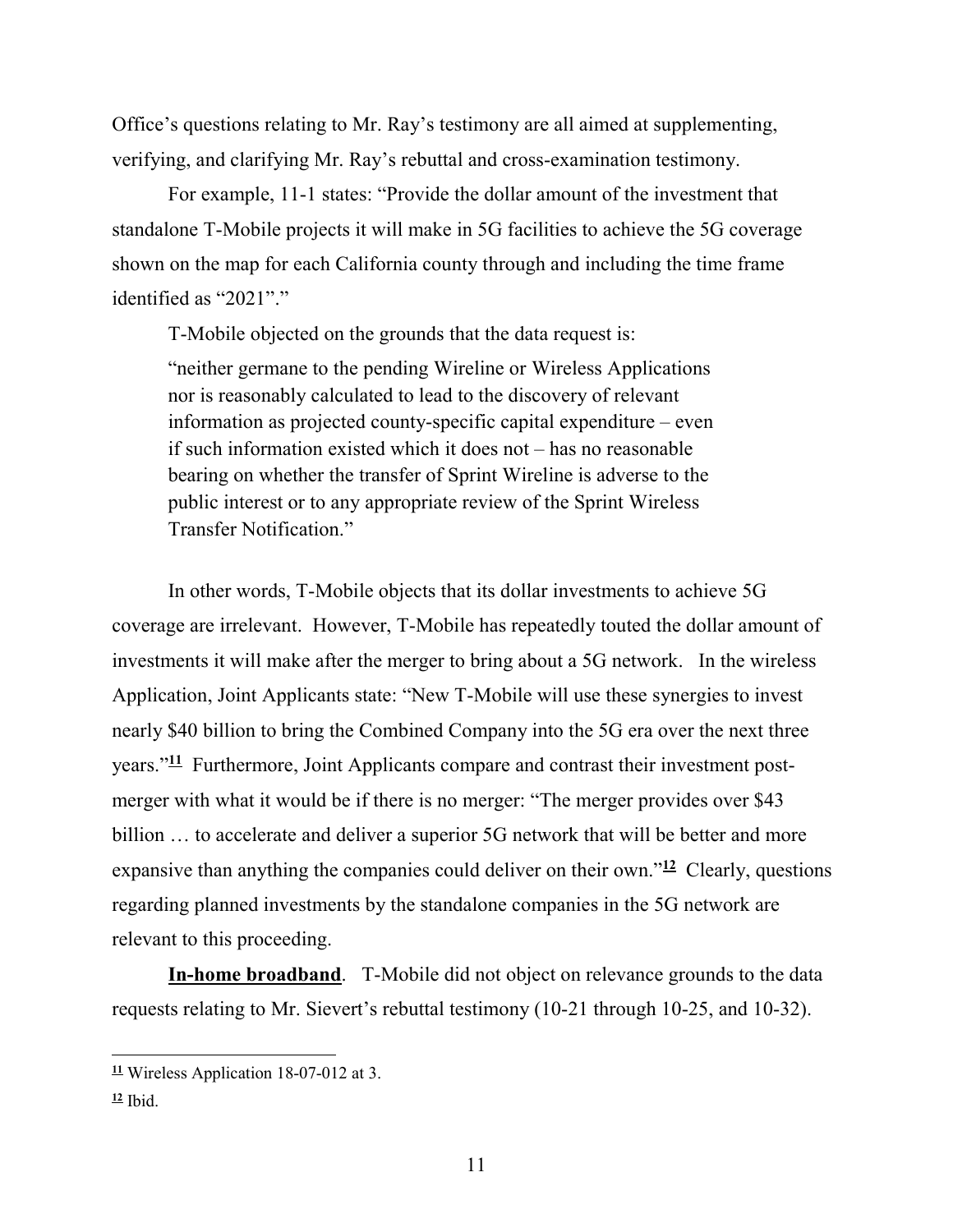Office's questions relating to Mr. Ray's testimony are all aimed at supplementing, verifying, and clarifying Mr. Ray's rebuttal and cross-examination testimony.

For example, 11-1 states: "Provide the dollar amount of the investment that standalone T-Mobile projects it will make in 5G facilities to achieve the 5G coverage shown on the map for each California county through and including the time frame identified as "2021"."

T-Mobile objected on the grounds that the data request is:

> "neither germane to the pending Wireline or Wireless Applications nor is reasonably calculated to lead to the discovery of relevant information as projected county-specific capital expenditure – even if such information existed which it does not – has no reasonable bearing on whether the transfer of Sprint Wireline is adverse to the public interest or to any appropriate review of the Sprint Wireless Transfer Notification."

In other words, T-Mobile objects that its dollar investments to achieve 5G coverage are irrelevant. However, T-Mobile has repeatedly touted the dollar amount of investments it will make after the merger to bring about a 5G network. In the wireless Application, Joint Applicants state: "New T-Mobile will use these synergies to invest nearly $40 billion to bring the Combined Company into the 5G era over the next three years."[11] Furthermore, Joint Applicants compare and contrast their investment post-merger with what it would be if there is no merger: "The merger provides over $43 billion … to accelerate and deliver a superior 5G network that will be better and more expansive than anything the companies could deliver on their own."[12] Clearly, questions regarding planned investments by the standalone companies in the 5G network are relevant to this proceeding.

**In-home broadband**. T-Mobile did not object on relevance grounds to the data requests relating to Mr. Sievert's rebuttal testimony (10-21 through 10-25, and 10-32).

---

[11] Wireless Application 18-07-012 at 3.

[12] Ibid.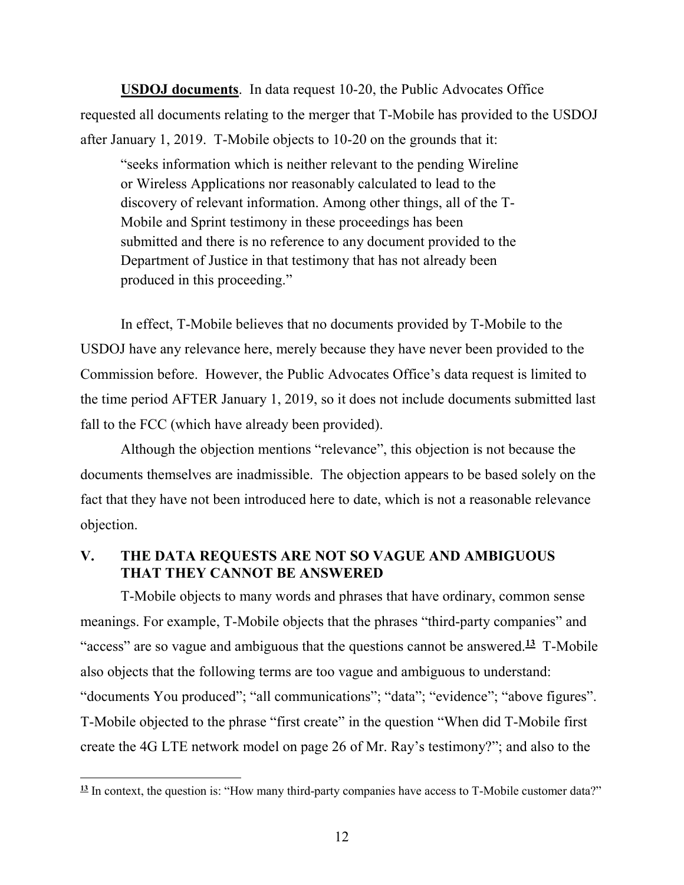**<u>USDOJ documents</u>**. In data request 10-20, the Public Advocates Office requested all documents relating to the merger that T-Mobile has provided to the USDOJ after January 1, 2019. T-Mobile objects to 10-20 on the grounds that it:

> "seeks information which is neither relevant to the pending Wireline or Wireless Applications nor reasonably calculated to lead to the discovery of relevant information. Among other things, all of the T-Mobile and Sprint testimony in these proceedings has been submitted and there is no reference to any document provided to the Department of Justice in that testimony that has not already been produced in this proceeding."

In effect, T-Mobile believes that no documents provided by T-Mobile to the USDOJ have any relevance here, merely because they have never been provided to the Commission before. However, the Public Advocates Office's data request is limited to the time period AFTER January 1, 2019, so it does not include documents submitted last fall to the FCC (which have already been provided).

Although the objection mentions "relevance", this objection is not because the documents themselves are inadmissible. The objection appears to be based solely on the fact that they have not been introduced here to date, which is not a reasonable relevance objection.

## V. THE DATA REQUESTS ARE NOT SO VAGUE AND AMBIGUOUS THAT THEY CANNOT BE ANSWERED

T-Mobile objects to many words and phrases that have ordinary, common sense meanings. For example, T-Mobile objects that the phrases "third-party companies" and "access" are so vague and ambiguous that the questions cannot be answered.[13] T-Mobile also objects that the following terms are too vague and ambiguous to understand: "documents You produced"; "all communications"; "data"; "evidence"; "above figures". T-Mobile objected to the phrase "first create" in the question "When did T-Mobile first create the 4G LTE network model on page 26 of Mr. Ray's testimony?"; and also to the

[13] In context, the question is: "How many third-party companies have access to T-Mobile customer data?"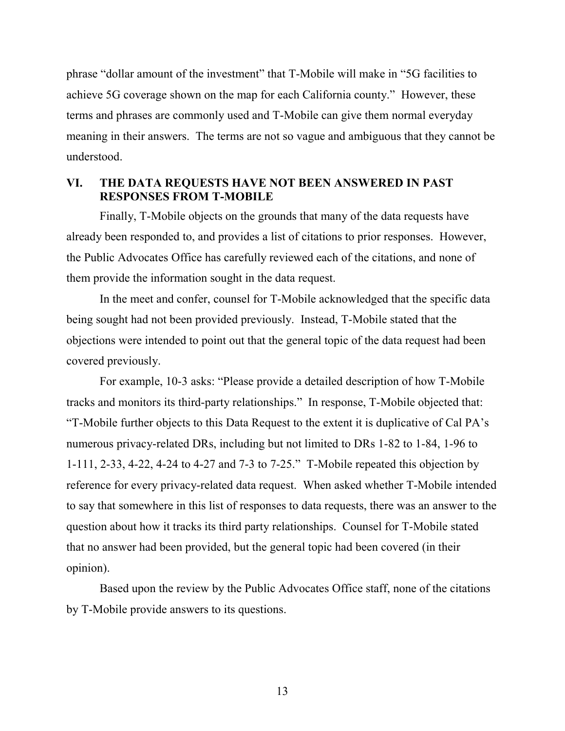phrase "dollar amount of the investment" that T-Mobile will make in "5G facilities to achieve 5G coverage shown on the map for each California county." However, these terms and phrases are commonly used and T-Mobile can give them normal everyday meaning in their answers. The terms are not so vague and ambiguous that they cannot be understood.

## VI. THE DATA REQUESTS HAVE NOT BEEN ANSWERED IN PAST RESPONSES FROM T-MOBILE

Finally, T-Mobile objects on the grounds that many of the data requests have already been responded to, and provides a list of citations to prior responses. However, the Public Advocates Office has carefully reviewed each of the citations, and none of them provide the information sought in the data request.

In the meet and confer, counsel for T-Mobile acknowledged that the specific data being sought had not been provided previously. Instead, T-Mobile stated that the objections were intended to point out that the general topic of the data request had been covered previously.

For example, 10-3 asks: "Please provide a detailed description of how T-Mobile tracks and monitors its third-party relationships." In response, T-Mobile objected that: "T-Mobile further objects to this Data Request to the extent it is duplicative of Cal PA's numerous privacy-related DRs, including but not limited to DRs 1-82 to 1-84, 1-96 to 1-111, 2-33, 4-22, 4-24 to 4-27 and 7-3 to 7-25." T-Mobile repeated this objection by reference for every privacy-related data request. When asked whether T-Mobile intended to say that somewhere in this list of responses to data requests, there was an answer to the question about how it tracks its third party relationships. Counsel for T-Mobile stated that no answer had been provided, but the general topic had been covered (in their opinion).

Based upon the review by the Public Advocates Office staff, none of the citations by T-Mobile provide answers to its questions.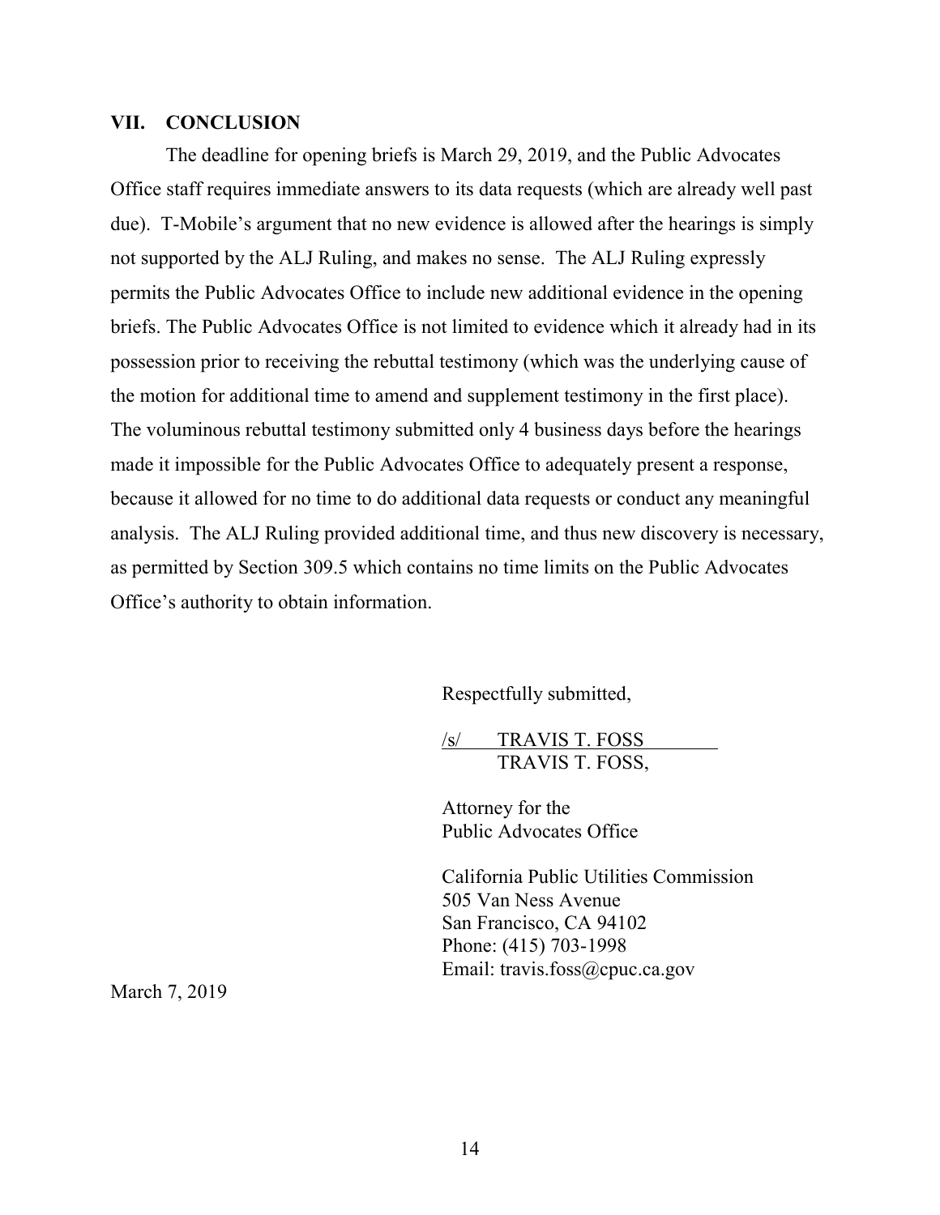## VII. CONCLUSION

The deadline for opening briefs is March 29, 2019, and the Public Advocates Office staff requires immediate answers to its data requests (which are already well past due). T-Mobile's argument that no new evidence is allowed after the hearings is simply not supported by the ALJ Ruling, and makes no sense. The ALJ Ruling expressly permits the Public Advocates Office to include new additional evidence in the opening briefs. The Public Advocates Office is not limited to evidence which it already had in its possession prior to receiving the rebuttal testimony (which was the underlying cause of the motion for additional time to amend and supplement testimony in the first place). The voluminous rebuttal testimony submitted only 4 business days before the hearings made it impossible for the Public Advocates Office to adequately present a response, because it allowed for no time to do additional data requests or conduct any meaningful analysis. The ALJ Ruling provided additional time, and thus new discovery is necessary, as permitted by Section 309.5 which contains no time limits on the Public Advocates Office's authority to obtain information.

Respectfully submitted,

/s/ TRAVIS T. FOSS
TRAVIS T. FOSS,

Attorney for the
Public Advocates Office

California Public Utilities Commission
505 Van Ness Avenue
San Francisco, CA 94102
Phone: (415) 703-1998
Email: travis.foss@cpuc.ca.gov

March 7, 2019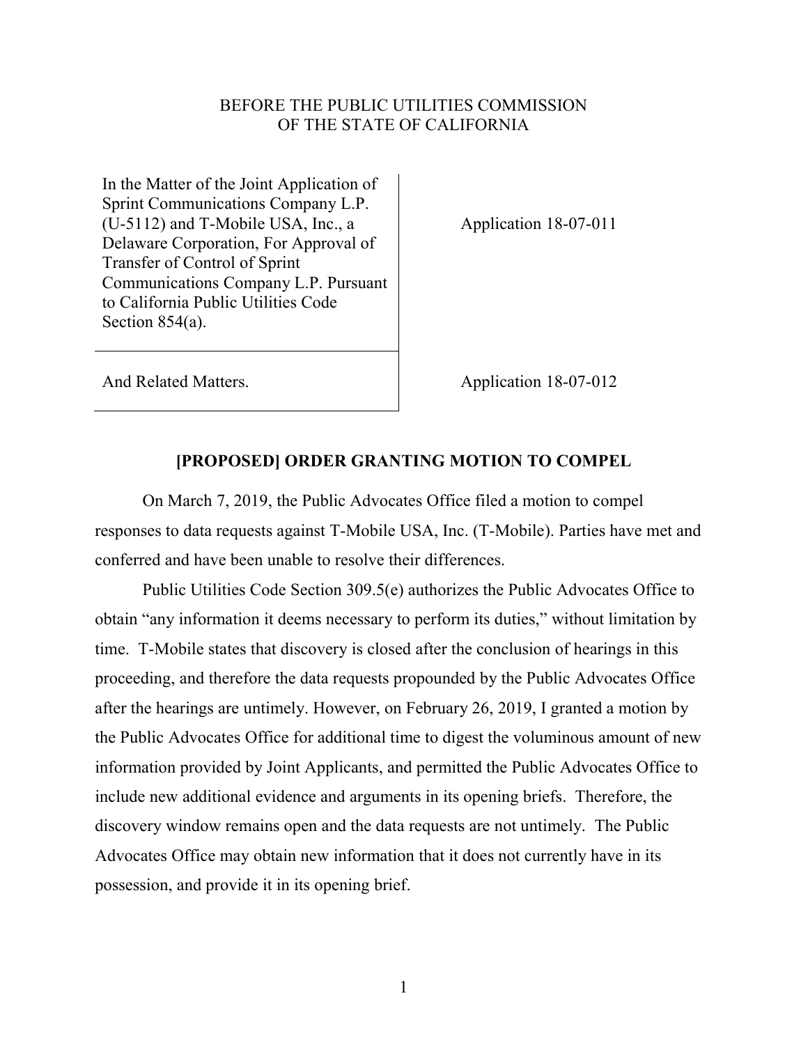BEFORE THE PUBLIC UTILITIES COMMISSION
OF THE STATE OF CALIFORNIA

| | |
|---|---|
| In the Matter of the Joint Application of Sprint Communications Company L.P. (U-5112) and T-Mobile USA, Inc., a Delaware Corporation, For Approval of Transfer of Control of Sprint Communications Company L.P. Pursuant to California Public Utilities Code Section 854(a). | Application 18-07-011 |
| And Related Matters. | Application 18-07-012 |

**[PROPOSED] ORDER GRANTING MOTION TO COMPEL**

On March 7, 2019, the Public Advocates Office filed a motion to compel responses to data requests against T-Mobile USA, Inc. (T-Mobile). Parties have met and conferred and have been unable to resolve their differences.

Public Utilities Code Section 309.5(e) authorizes the Public Advocates Office to obtain "any information it deems necessary to perform its duties," without limitation by time. T-Mobile states that discovery is closed after the conclusion of hearings in this proceeding, and therefore the data requests propounded by the Public Advocates Office after the hearings are untimely. However, on February 26, 2019, I granted a motion by the Public Advocates Office for additional time to digest the voluminous amount of new information provided by Joint Applicants, and permitted the Public Advocates Office to include new additional evidence and arguments in its opening briefs. Therefore, the discovery window remains open and the data requests are not untimely. The Public Advocates Office may obtain new information that it does not currently have in its possession, and provide it in its opening brief.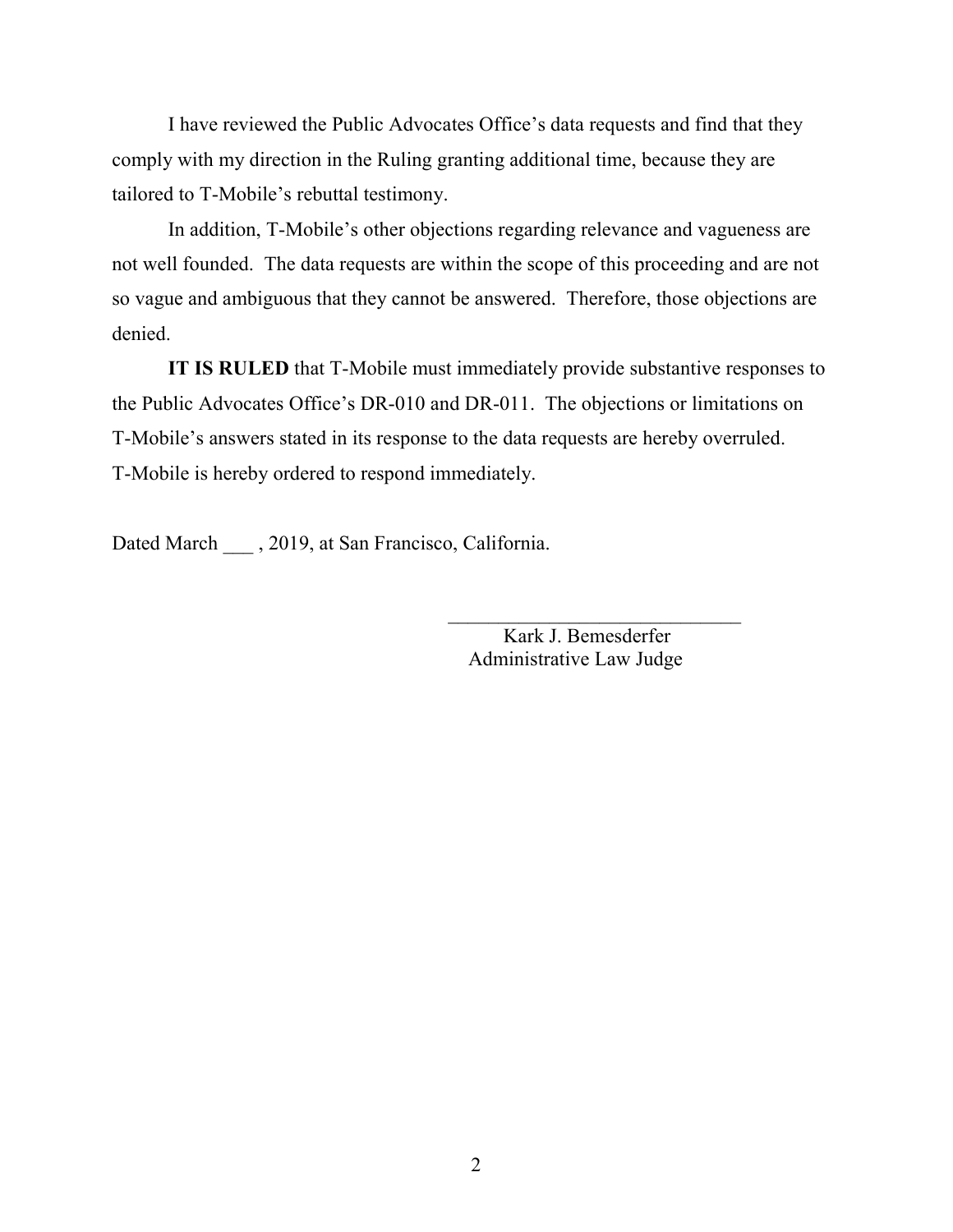I have reviewed the Public Advocates Office's data requests and find that they comply with my direction in the Ruling granting additional time, because they are tailored to T-Mobile's rebuttal testimony.

In addition, T-Mobile's other objections regarding relevance and vagueness are not well founded. The data requests are within the scope of this proceeding and are not so vague and ambiguous that they cannot be answered. Therefore, those objections are denied.

**IT IS RULED** that T-Mobile must immediately provide substantive responses to the Public Advocates Office's DR-010 and DR-011. The objections or limitations on T-Mobile's answers stated in its response to the data requests are hereby overruled. T-Mobile is hereby ordered to respond immediately.

Dated March ___ , 2019, at San Francisco, California.

______________________________

Kark J. Bemesderfer
Administrative Law Judge